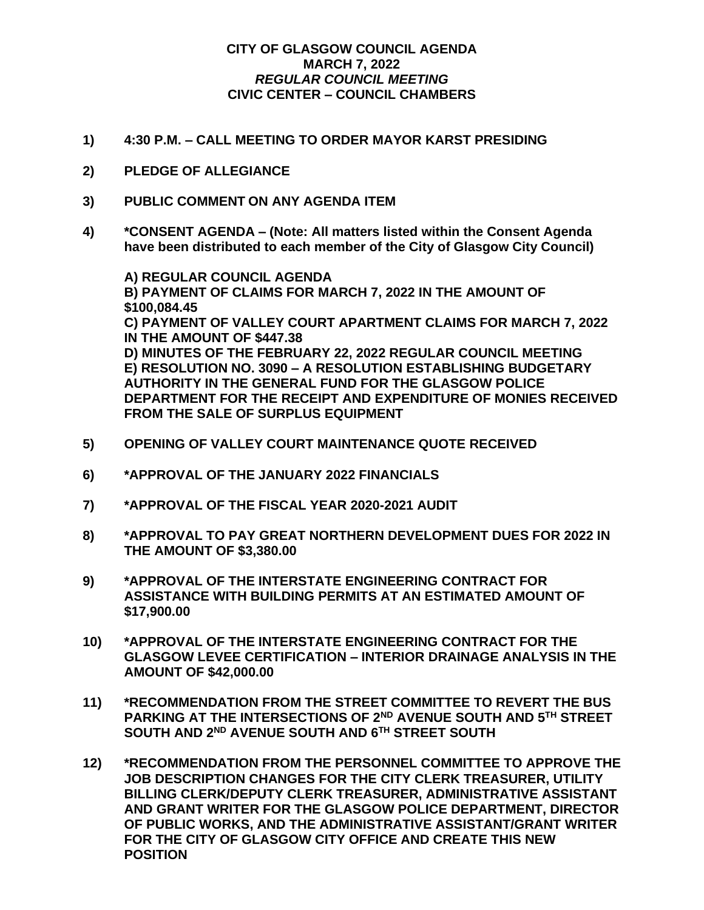**CITY OF GLASGOW COUNCIL AGENDA**
**MARCH 7, 2022**
***REGULAR COUNCIL MEETING***
**CIVIC CENTER – COUNCIL CHAMBERS**

**1) 4:30 P.M. – CALL MEETING TO ORDER MAYOR KARST PRESIDING**

**2) PLEDGE OF ALLEGIANCE**

**3) PUBLIC COMMENT ON ANY AGENDA ITEM**

**4) *CONSENT AGENDA – (Note: All matters listed within the Consent Agenda have been distributed to each member of the City of Glasgow City Council)**

**A) REGULAR COUNCIL AGENDA**
**B) PAYMENT OF CLAIMS FOR MARCH 7, 2022 IN THE AMOUNT OF $100,084.45**
**C) PAYMENT OF VALLEY COURT APARTMENT CLAIMS FOR MARCH 7, 2022 IN THE AMOUNT OF $447.38**
**D) MINUTES OF THE FEBRUARY 22, 2022 REGULAR COUNCIL MEETING**
**E) RESOLUTION NO. 3090 – A RESOLUTION ESTABLISHING BUDGETARY AUTHORITY IN THE GENERAL FUND FOR THE GLASGOW POLICE DEPARTMENT FOR THE RECEIPT AND EXPENDITURE OF MONIES RECEIVED FROM THE SALE OF SURPLUS EQUIPMENT**

**5) OPENING OF VALLEY COURT MAINTENANCE QUOTE RECEIVED**

**6) *APPROVAL OF THE JANUARY 2022 FINANCIALS**

**7) *APPROVAL OF THE FISCAL YEAR 2020-2021 AUDIT**

**8) *APPROVAL TO PAY GREAT NORTHERN DEVELOPMENT DUES FOR 2022 IN THE AMOUNT OF $3,380.00**

**9) *APPROVAL OF THE INTERSTATE ENGINEERING CONTRACT FOR ASSISTANCE WITH BUILDING PERMITS AT AN ESTIMATED AMOUNT OF $17,900.00**

**10) *APPROVAL OF THE INTERSTATE ENGINEERING CONTRACT FOR THE GLASGOW LEVEE CERTIFICATION – INTERIOR DRAINAGE ANALYSIS IN THE AMOUNT OF $42,000.00**

**11) *RECOMMENDATION FROM THE STREET COMMITTEE TO REVERT THE BUS PARKING AT THE INTERSECTIONS OF 2ND AVENUE SOUTH AND 5TH STREET SOUTH AND 2ND AVENUE SOUTH AND 6TH STREET SOUTH**

**12) *RECOMMENDATION FROM THE PERSONNEL COMMITTEE TO APPROVE THE JOB DESCRIPTION CHANGES FOR THE CITY CLERK TREASURER, UTILITY BILLING CLERK/DEPUTY CLERK TREASURER, ADMINISTRATIVE ASSISTANT AND GRANT WRITER FOR THE GLASGOW POLICE DEPARTMENT, DIRECTOR OF PUBLIC WORKS, AND THE ADMINISTRATIVE ASSISTANT/GRANT WRITER FOR THE CITY OF GLASGOW CITY OFFICE AND CREATE THIS NEW POSITION**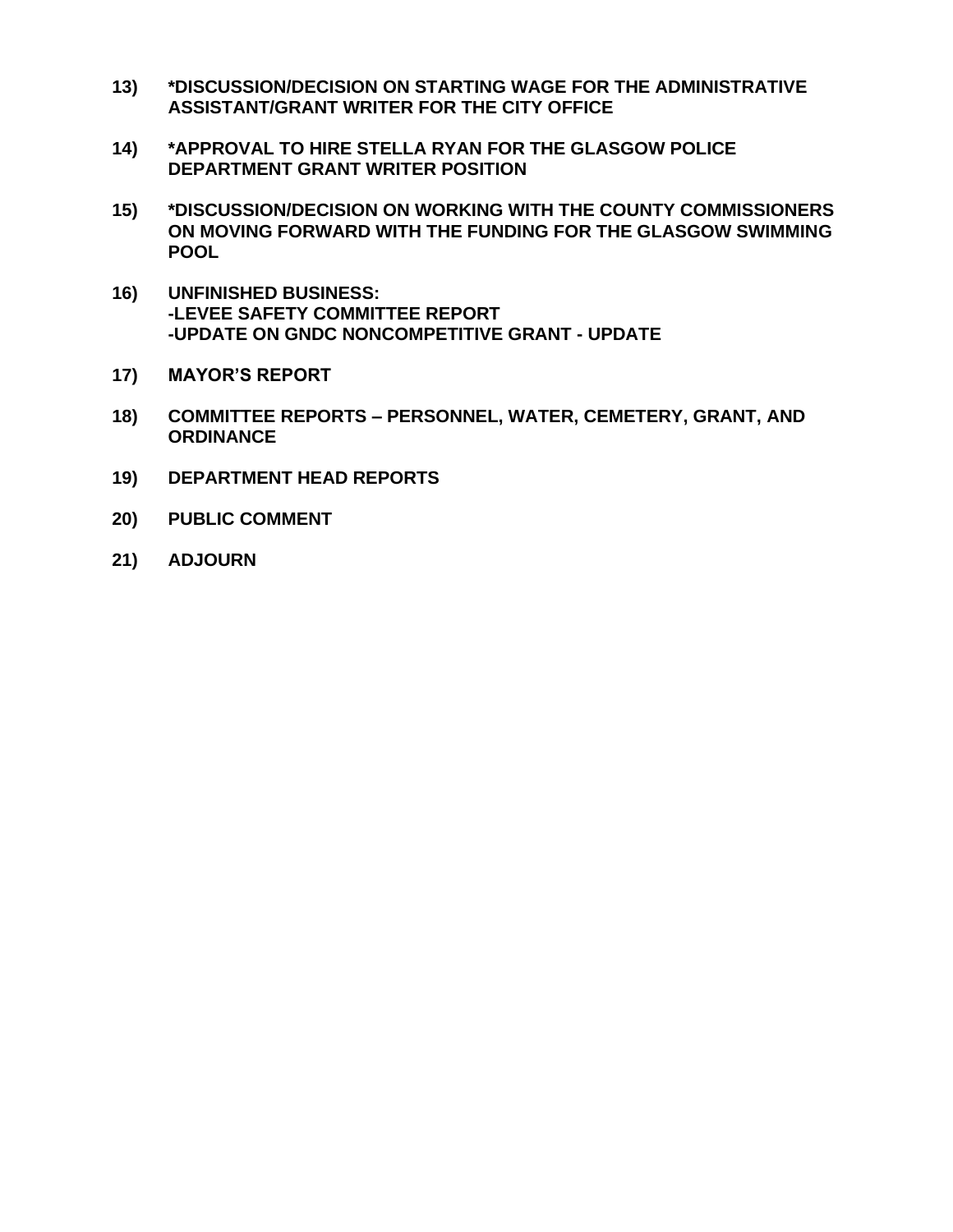13) **\*DISCUSSION/DECISION ON STARTING WAGE FOR THE ADMINISTRATIVE ASSISTANT/GRANT WRITER FOR THE CITY OFFICE**

14) **\*APPROVAL TO HIRE STELLA RYAN FOR THE GLASGOW POLICE DEPARTMENT GRANT WRITER POSITION**

15) **\*DISCUSSION/DECISION ON WORKING WITH THE COUNTY COMMISSIONERS ON MOVING FORWARD WITH THE FUNDING FOR THE GLASGOW SWIMMING POOL**

16) **UNFINISHED BUSINESS:**
    **-LEVEE SAFETY COMMITTEE REPORT**
    **-UPDATE ON GNDC NONCOMPETITIVE GRANT - UPDATE**

17) **MAYOR'S REPORT**

18) **COMMITTEE REPORTS – PERSONNEL, WATER, CEMETERY, GRANT, AND ORDINANCE**

19) **DEPARTMENT HEAD REPORTS**

20) **PUBLIC COMMENT**

21) **ADJOURN**